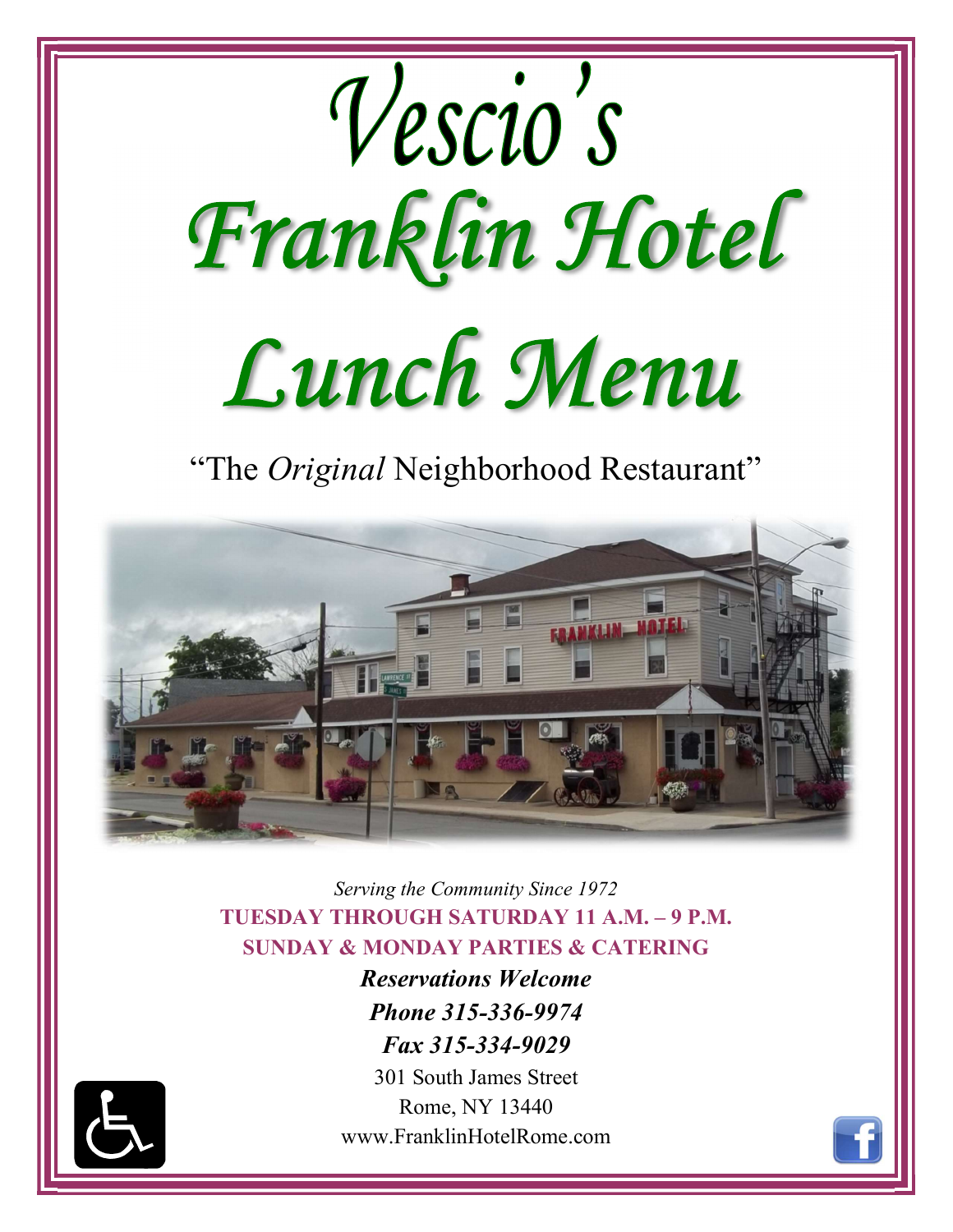# Vescio's

# Franklin Hotel

# Lunch Menu

"The *Original* Neighborhood Restaurant"

*Serving the Community Since 1972*

**TUESDAY THROUGH SATURDAY 11 A.M. – 9 P.M.**

**SUNDAY & MONDAY PARTIES & CATERING**

***Reservations Welcome***

***Phone 315-336-9974***

***Fax 315-334-9029***

301 South James Street

Rome, NY 13440

www.FranklinHotelRome.com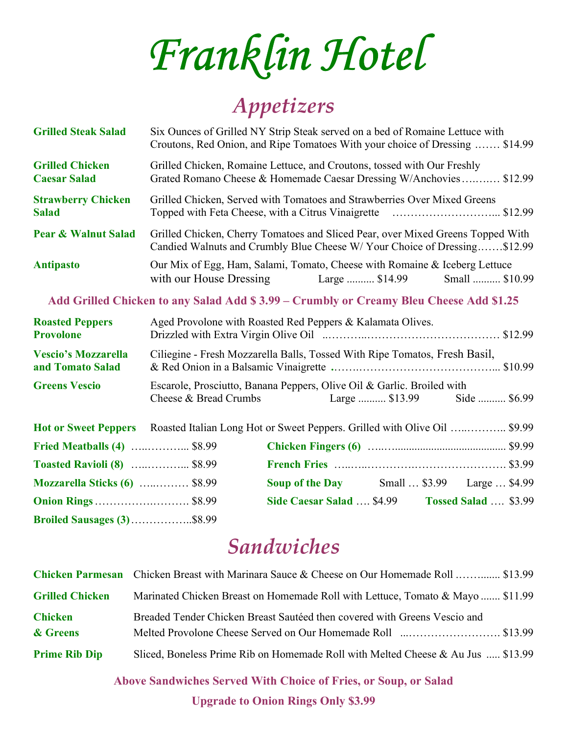# Franklin Hotel

## Appetizers

**Grilled Steak Salad** — Six Ounces of Grilled NY Strip Steak served on a bed of Romaine Lettuce with Croutons, Red Onion, and Ripe Tomatoes With your choice of Dressing ……. $14.99

**Grilled Chicken Caesar Salad** — Grilled Chicken, Romaine Lettuce, and Croutons, tossed with Our Freshly Grated Romano Cheese & Homemade Caesar Dressing W/Anchovies……… $12.99

**Strawberry Chicken Salad** — Grilled Chicken, Served with Tomatoes and Strawberries Over Mixed Greens Topped with Feta Cheese, with a Citrus Vinaigrette ……………………….. $12.99

**Pear & Walnut Salad** — Grilled Chicken, Cherry Tomatoes and Sliced Pear, over Mixed Greens Topped With Candied Walnuts and Crumbly Blue Cheese W/ Your Choice of Dressing…….$12.99

**Antipasto** — Our Mix of Egg, Ham, Salami, Tomato, Cheese with Romaine & Iceberg Lettuce with our House Dressing Large .......... $14.99 Small .......... $10.99

**Add Grilled Chicken to any Salad Add $ 3.99 – Crumbly or Creamy Bleu Cheese Add $1.25**

**Roasted Peppers Provolone** — Aged Provolone with Roasted Red Peppers & Kalamata Olives. Drizzled with Extra Virgin Olive Oil ..……….……………………………… $12.99

**Vescio's Mozzarella and Tomato Salad** — Ciliegine - Fresh Mozzarella Balls, Tossed With Ripe Tomatos, Fresh Basil, & Red Onion in a Balsamic Vinaigrette .…….………………………………... $10.99

**Greens Vescio** — Escarole, Prosciutto, Banana Peppers, Olive Oil & Garlic. Broiled with Cheese & Bread Crumbs Large .......... $13.99 Side .......... $6.99

**Hot or Sweet Peppers** — Roasted Italian Long Hot or Sweet Peppers. Grilled with Olive Oil …..……….. $9.99

**Fried Meatballs (4)** …..………... $8.99

**Toasted Ravioli (8)** …..………... $8.99

**Mozzarella Sticks (6)** …..……… $8.99

**Onion Rings** ……………….………. $8.99

**Broiled Sausages (3)**……………..$8.99

**Chicken Fingers (6)** …..….......................................... $9.99

**French Fries** …..…..………………………………… $3.99

**Soup of the Day** Small … $3.99 Large … $4.99

**Side Caesar Salad** …. $4.99 **Tossed Salad** …. $3.99

## Sandwiches

**Chicken Parmesan** — Chicken Breast with Marinara Sauce & Cheese on Our Homemade Roll ……....... $13.99

**Grilled Chicken** — Marinated Chicken Breast on Homemade Roll with Lettuce, Tomato & Mayo ....... $11.99

**Chicken & Greens** — Breaded Tender Chicken Breast Sautéed then covered with Greens Vescio and Melted Provolone Cheese Served on Our Homemade Roll ...……………………. $13.99

**Prime Rib Dip** — Sliced, Boneless Prime Rib on Homemade Roll with Melted Cheese & Au Jus ..... $13.99

**Above Sandwiches Served With Choice of Fries, or Soup, or Salad**

**Upgrade to Onion Rings Only $3.99**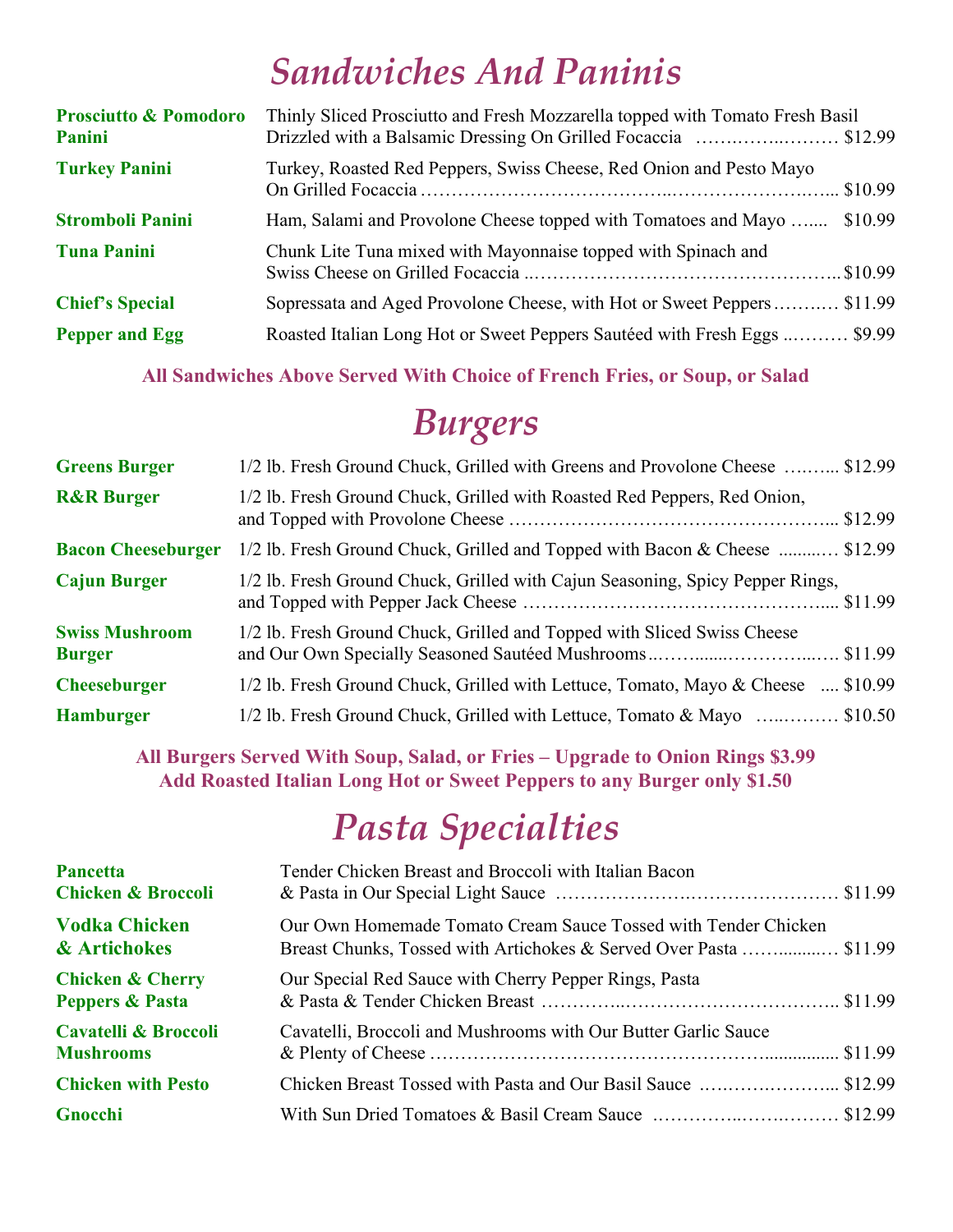# *Sandwiches And Paninis*

| | | |
|---|---|---|
| **Prosciutto & Pomodoro Panini** | Thinly Sliced Prosciutto and Fresh Mozzarella topped with Tomato Fresh Basil Drizzled with a Balsamic Dressing On Grilled Focaccia | $12.99 |
| **Turkey Panini** | Turkey, Roasted Red Peppers, Swiss Cheese, Red Onion and Pesto Mayo On Grilled Focaccia | $10.99 |
| **Stromboli Panini** | Ham, Salami and Provolone Cheese topped with Tomatoes and Mayo | $10.99 |
| **Tuna Panini** | Chunk Lite Tuna mixed with Mayonnaise topped with Spinach and Swiss Cheese on Grilled Focaccia | $10.99 |
| **Chief's Special** | Sopressata and Aged Provolone Cheese, with Hot or Sweet Peppers | $11.99 |
| **Pepper and Egg** | Roasted Italian Long Hot or Sweet Peppers Sautéed with Fresh Eggs | $9.99 |

**All Sandwiches Above Served With Choice of French Fries, or Soup, or Salad**

# *Burgers*

| | | |
|---|---|---|
| **Greens Burger** | 1/2 lb. Fresh Ground Chuck, Grilled with Greens and Provolone Cheese | $12.99 |
| **R&R Burger** | 1/2 lb. Fresh Ground Chuck, Grilled with Roasted Red Peppers, Red Onion, and Topped with Provolone Cheese | $12.99 |
| **Bacon Cheeseburger** | 1/2 lb. Fresh Ground Chuck, Grilled and Topped with Bacon & Cheese | $12.99 |
| **Cajun Burger** | 1/2 lb. Fresh Ground Chuck, Grilled with Cajun Seasoning, Spicy Pepper Rings, and Topped with Pepper Jack Cheese | $11.99 |
| **Swiss Mushroom Burger** | 1/2 lb. Fresh Ground Chuck, Grilled and Topped with Sliced Swiss Cheese and Our Own Specially Seasoned Sautéed Mushrooms | $11.99 |
| **Cheeseburger** | 1/2 lb. Fresh Ground Chuck, Grilled with Lettuce, Tomato, Mayo & Cheese | $10.99 |
| **Hamburger** | 1/2 lb. Fresh Ground Chuck, Grilled with Lettuce, Tomato & Mayo | $10.50 |

**All Burgers Served With Soup, Salad, or Fries – Upgrade to Onion Rings $3.99**
**Add Roasted Italian Long Hot or Sweet Peppers to any Burger only $1.50**

# *Pasta Specialties*

| | | |
|---|---|---|
| **Pancetta Chicken & Broccoli** | Tender Chicken Breast and Broccoli with Italian Bacon & Pasta in Our Special Light Sauce | $11.99 |
| **Vodka Chicken & Artichokes** | Our Own Homemade Tomato Cream Sauce Tossed with Tender Chicken Breast Chunks, Tossed with Artichokes & Served Over Pasta | $11.99 |
| **Chicken & Cherry Peppers & Pasta** | Our Special Red Sauce with Cherry Pepper Rings, Pasta & Pasta & Tender Chicken Breast | $11.99 |
| **Cavatelli & Broccoli Mushrooms** | Cavatelli, Broccoli and Mushrooms with Our Butter Garlic Sauce & Plenty of Cheese | $11.99 |
| **Chicken with Pesto** | Chicken Breast Tossed with Pasta and Our Basil Sauce | $12.99 |
| **Gnocchi** | With Sun Dried Tomatoes & Basil Cream Sauce | $12.99 |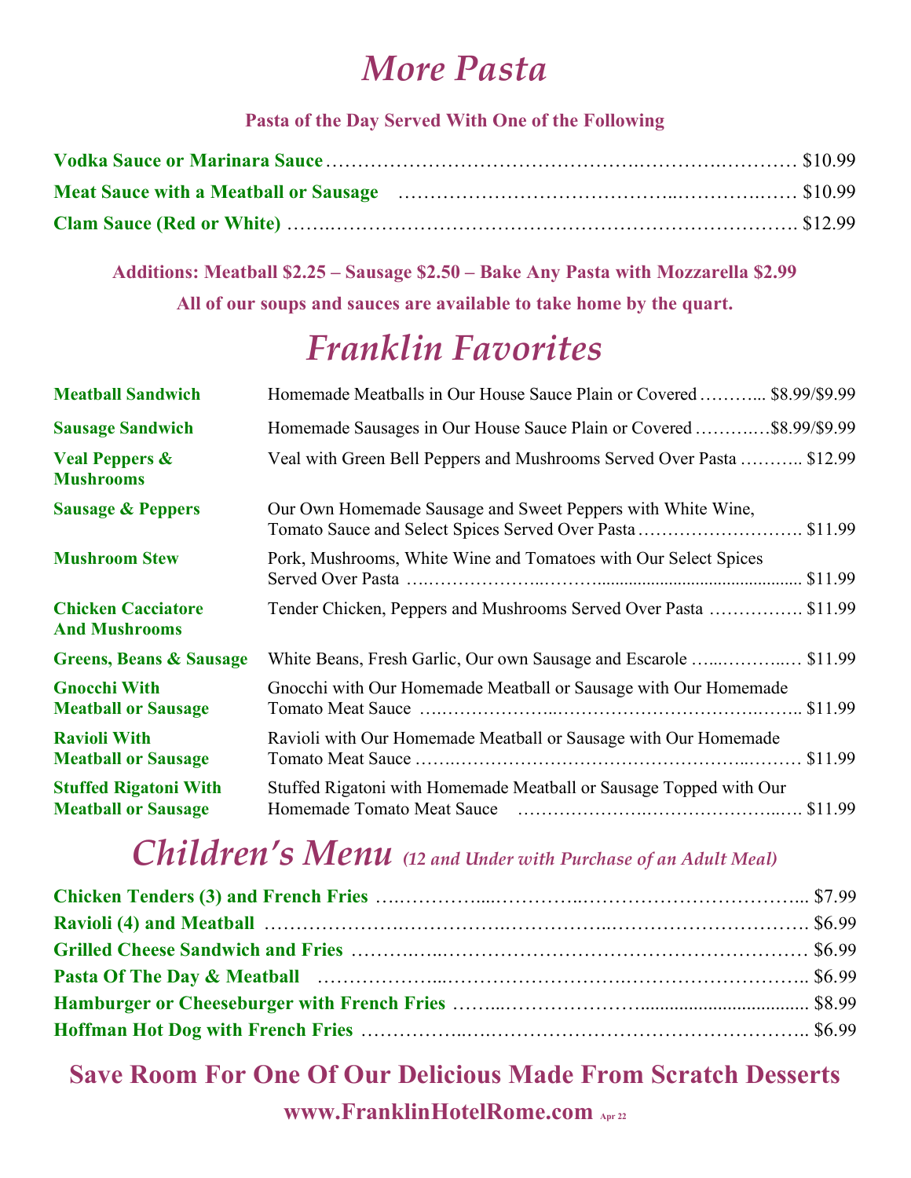# *More Pasta*

**Pasta of the Day Served With One of the Following**

| | |
|---|---|
| **Vodka Sauce or Marinara Sauce** | $10.99 |
| **Meat Sauce with a Meatball or Sausage** | $10.99 |
| **Clam Sauce (Red or White)** | $12.99 |

**Additions: Meatball $2.25 – Sausage $2.50 – Bake Any Pasta with Mozzarella $2.99**

**All of our soups and sauces are available to take home by the quart.**

# *Franklin Favorites*

| | | |
|---|---|---|
| **Meatball Sandwich** | Homemade Meatballs in Our House Sauce Plain or Covered | $8.99/$9.99 |
| **Sausage Sandwich** | Homemade Sausages in Our House Sauce Plain or Covered | $8.99/$9.99 |
| **Veal Peppers & Mushrooms** | Veal with Green Bell Peppers and Mushrooms Served Over Pasta | $12.99 |
| **Sausage & Peppers** | Our Own Homemade Sausage and Sweet Peppers with White Wine, Tomato Sauce and Select Spices Served Over Pasta | $11.99 |
| **Mushroom Stew** | Pork, Mushrooms, White Wine and Tomatoes with Our Select Spices Served Over Pasta | $11.99 |
| **Chicken Cacciatore And Mushrooms** | Tender Chicken, Peppers and Mushrooms Served Over Pasta | $11.99 |
| **Greens, Beans & Sausage** | White Beans, Fresh Garlic, Our own Sausage and Escarole | $11.99 |
| **Gnocchi With Meatball or Sausage** | Gnocchi with Our Homemade Meatball or Sausage with Our Homemade Tomato Meat Sauce | $11.99 |
| **Ravioli With Meatball or Sausage** | Ravioli with Our Homemade Meatball or Sausage with Our Homemade Tomato Meat Sauce | $11.99 |
| **Stuffed Rigatoni With Meatball or Sausage** | Stuffed Rigatoni with Homemade Meatball or Sausage Topped with Our Homemade Tomato Meat Sauce | $11.99 |

# *Children's Menu* *(12 and Under with Purchase of an Adult Meal)*

| | |
|---|---|
| **Chicken Tenders (3) and French Fries** | $7.99 |
| **Ravioli (4) and Meatball** | $6.99 |
| **Grilled Cheese Sandwich and Fries** | $6.99 |
| **Pasta Of The Day & Meatball** | $6.99 |
| **Hamburger or Cheeseburger with French Fries** | $8.99 |
| **Hoffman Hot Dog with French Fries** | $6.99 |

## Save Room For One Of Our Delicious Made From Scratch Desserts

**www.FranklinHotelRome.com** Apr 22